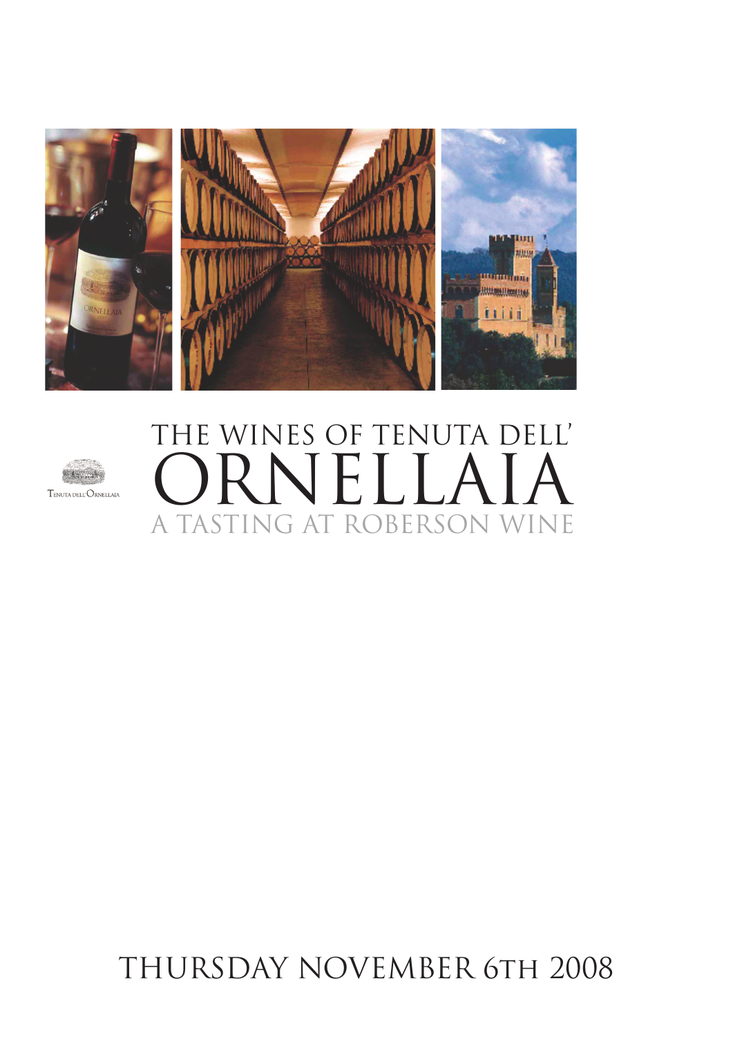# THE WINES OF TENUTA DELL' ORNELLAIA

## A TASTING AT ROBERSON WINE

Tenuta dell'Ornellaia

THURSDAY NOVEMBER 6TH 2008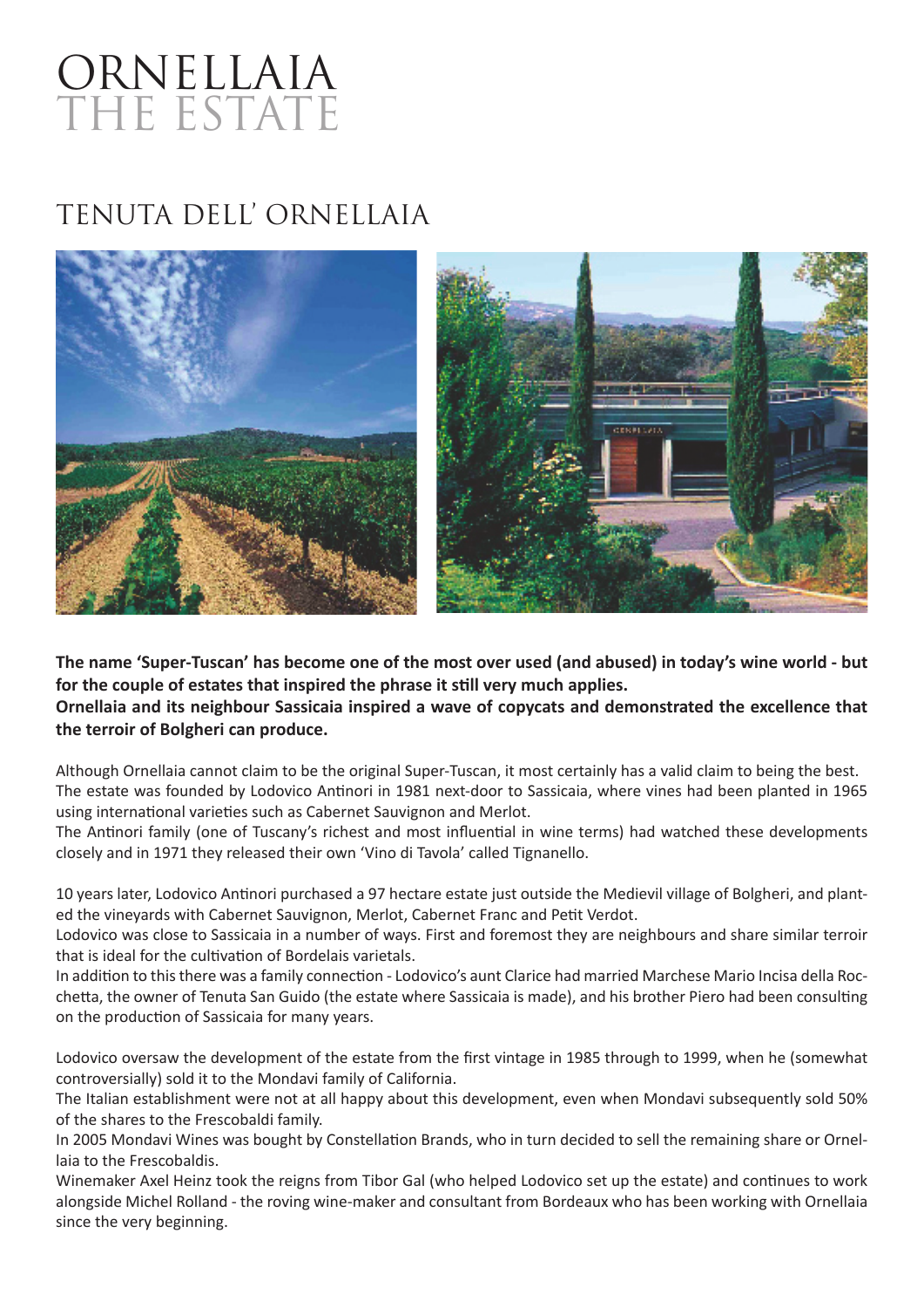# ORNELLAIA
# THE ESTATE

## TENUTA DELL' ORNELLAIA

**The name 'Super-Tuscan' has become one of the most over used (and abused) in today's wine world - but for the couple of estates that inspired the phrase it still very much applies.**
**Ornellaia and its neighbour Sassicaia inspired a wave of copycats and demonstrated the excellence that the terroir of Bolgheri can produce.**

Although Ornellaia cannot claim to be the original Super-Tuscan, it most certainly has a valid claim to being the best.
The estate was founded by Lodovico Antinori in 1981 next-door to Sassicaia, where vines had been planted in 1965 using international varieties such as Cabernet Sauvignon and Merlot.
The Antinori family (one of Tuscany's richest and most influential in wine terms) had watched these developments closely and in 1971 they released their own 'Vino di Tavola' called Tignanello.

10 years later, Lodovico Antinori purchased a 97 hectare estate just outside the Medievil village of Bolgheri, and planted the vineyards with Cabernet Sauvignon, Merlot, Cabernet Franc and Petit Verdot.
Lodovico was close to Sassicaia in a number of ways. First and foremost they are neighbours and share similar terroir that is ideal for the cultivation of Bordelais varietals.
In addition to this there was a family connection - Lodovico's aunt Clarice had married Marchese Mario Incisa della Rocchetta, the owner of Tenuta San Guido (the estate where Sassicaia is made), and his brother Piero had been consulting on the production of Sassicaia for many years.

Lodovico oversaw the development of the estate from the first vintage in 1985 through to 1999, when he (somewhat controversially) sold it to the Mondavi family of California.
The Italian establishment were not at all happy about this development, even when Mondavi subsequently sold 50% of the shares to the Frescobaldi family.
In 2005 Mondavi Wines was bought by Constellation Brands, who in turn decided to sell the remaining share or Ornellaia to the Frescobaldis.
Winemaker Axel Heinz took the reigns from Tibor Gal (who helped Lodovico set up the estate) and continues to work alongside Michel Rolland - the roving wine-maker and consultant from Bordeaux who has been working with Ornellaia since the very beginning.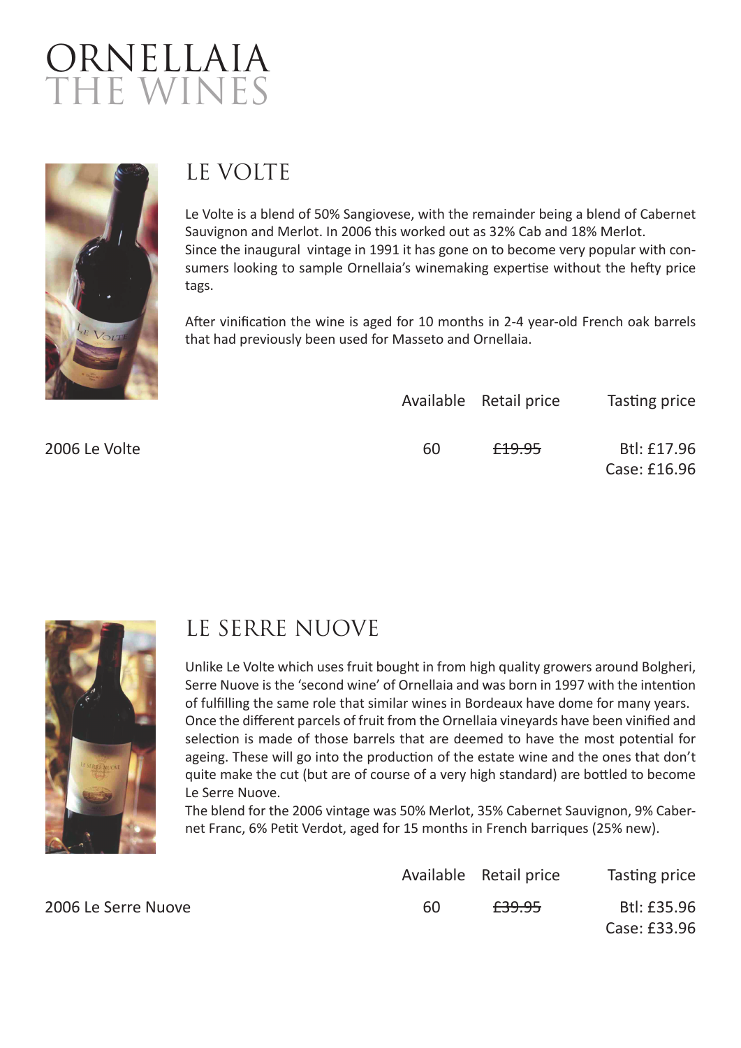# ORNELLAIA
# THE WINES

## LE VOLTE

Le Volte is a blend of 50% Sangiovese, with the remainder being a blend of Cabernet Sauvignon and Merlot. In 2006 this worked out as 32% Cab and 18% Merlot.
Since the inaugural vintage in 1991 it has gone on to become very popular with consumers looking to sample Ornellaia's winemaking expertise without the hefty price tags.

After vinification the wine is aged for 10 months in 2-4 year-old French oak barrels that had previously been used for Masseto and Ornellaia.

| | Available | Retail price | Tasting price |
|---|---|---|---|
| 2006 Le Volte | 60 | ~~£19.95~~ | Btl: £17.96<br>Case: £16.96 |

## LE SERRE NUOVE

Unlike Le Volte which uses fruit bought in from high quality growers around Bolgheri, Serre Nuove is the 'second wine' of Ornellaia and was born in 1997 with the intention of fulfilling the same role that similar wines in Bordeaux have dome for many years.
Once the different parcels of fruit from the Ornellaia vineyards have been vinified and selection is made of those barrels that are deemed to have the most potential for ageing. These will go into the production of the estate wine and the ones that don't quite make the cut (but are of course of a very high standard) are bottled to become Le Serre Nuove.
The blend for the 2006 vintage was 50% Merlot, 35% Cabernet Sauvignon, 9% Cabernet Franc, 6% Petit Verdot, aged for 15 months in French barriques (25% new).

| | Available | Retail price | Tasting price |
|---|---|---|---|
| 2006 Le Serre Nuove | 60 | ~~£39.95~~ | Btl: £35.96<br>Case: £33.96 |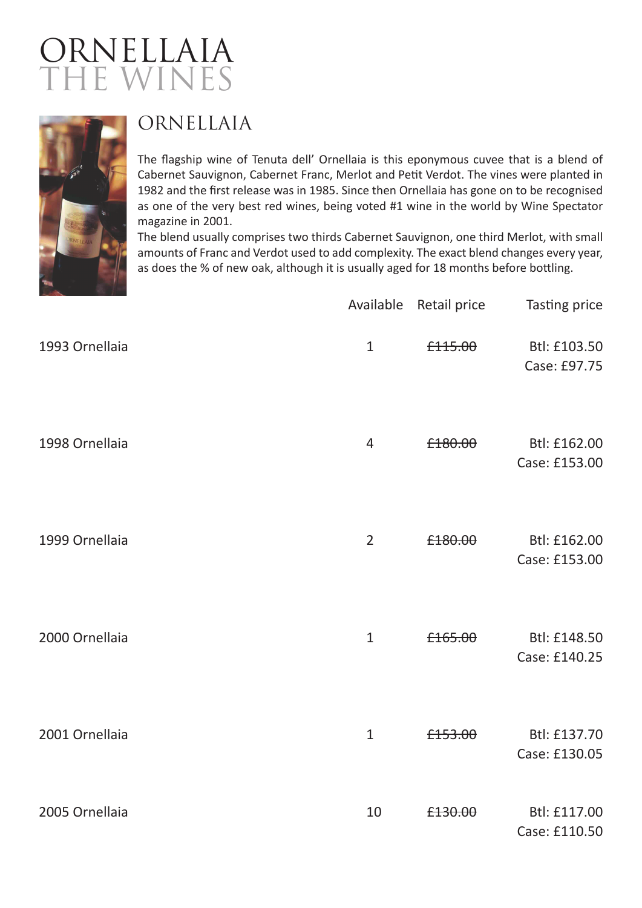# ORNELLAIA
# THE WINES

## ORNELLAIA

The flagship wine of Tenuta dell' Ornellaia is this eponymous cuvee that is a blend of Cabernet Sauvignon, Cabernet Franc, Merlot and Petit Verdot. The vines were planted in 1982 and the first release was in 1985. Since then Ornellaia has gone on to be recognised as one of the very best red wines, being voted #1 wine in the world by Wine Spectator magazine in 2001.
The blend usually comprises two thirds Cabernet Sauvignon, one third Merlot, with small amounts of Franc and Verdot used to add complexity. The exact blend changes every year, as does the % of new oak, although it is usually aged for 18 months before bottling.

| | Available | Retail price | Tasting price |
|---|---|---|---|
| 1993 Ornellaia | 1 | ~~£115.00~~ | Btl: £103.50<br>Case: £97.75 |
| 1998 Ornellaia | 4 | ~~£180.00~~ | Btl: £162.00<br>Case: £153.00 |
| 1999 Ornellaia | 2 | ~~£180.00~~ | Btl: £162.00<br>Case: £153.00 |
| 2000 Ornellaia | 1 | ~~£165.00~~ | Btl: £148.50<br>Case: £140.25 |
| 2001 Ornellaia | 1 | ~~£153.00~~ | Btl: £137.70<br>Case: £130.05 |
| 2005 Ornellaia | 10 | ~~£130.00~~ | Btl: £117.00<br>Case: £110.50 |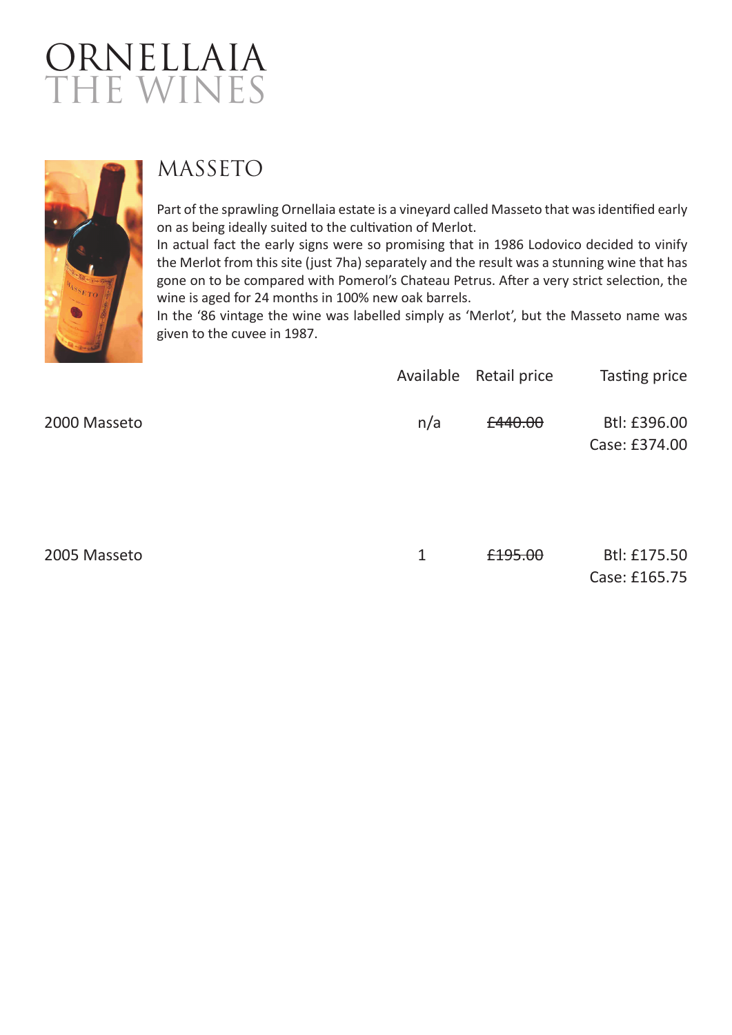# ORNELLAIA
# THE WINES

## MASSETO

Part of the sprawling Ornellaia estate is a vineyard called Masseto that was identified early on as being ideally suited to the cultivation of Merlot.
In actual fact the early signs were so promising that in 1986 Lodovico decided to vinify the Merlot from this site (just 7ha) separately and the result was a stunning wine that has gone on to be compared with Pomerol's Chateau Petrus. After a very strict selection, the wine is aged for 24 months in 100% new oak barrels.
In the '86 vintage the wine was labelled simply as 'Merlot', but the Masseto name was given to the cuvee in 1987.

| | Available | Retail price | Tasting price |
|---|---|---|---|
| 2000 Masseto | n/a | ~~£440.00~~ | Btl: £396.00<br>Case: £374.00 |
| 2005 Masseto | 1 | ~~£195.00~~ | Btl: £175.50<br>Case: £165.75 |